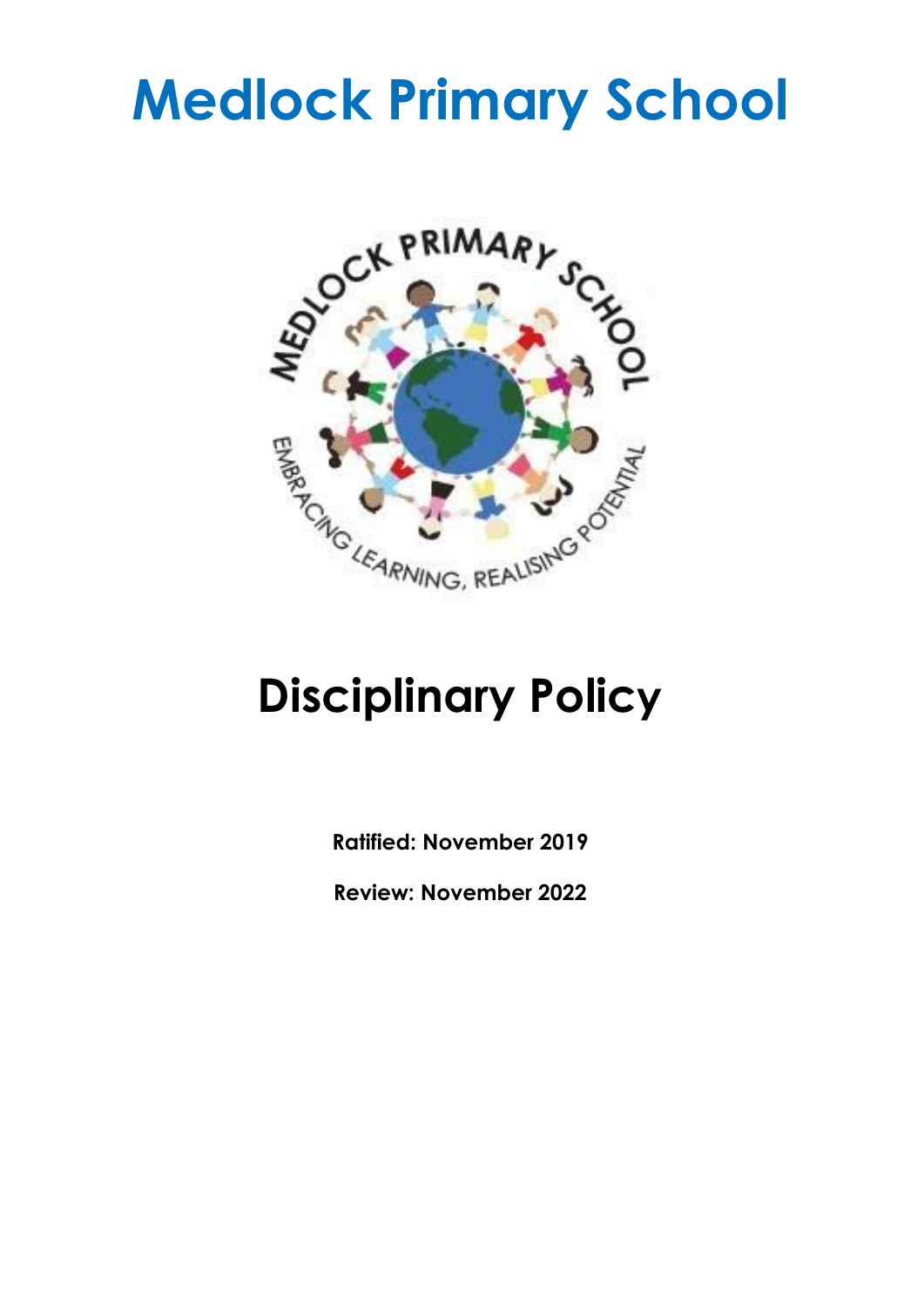# Medlock Primary School

# Disciplinary Policy

**Ratified: November 2019**

**Review: November 2022**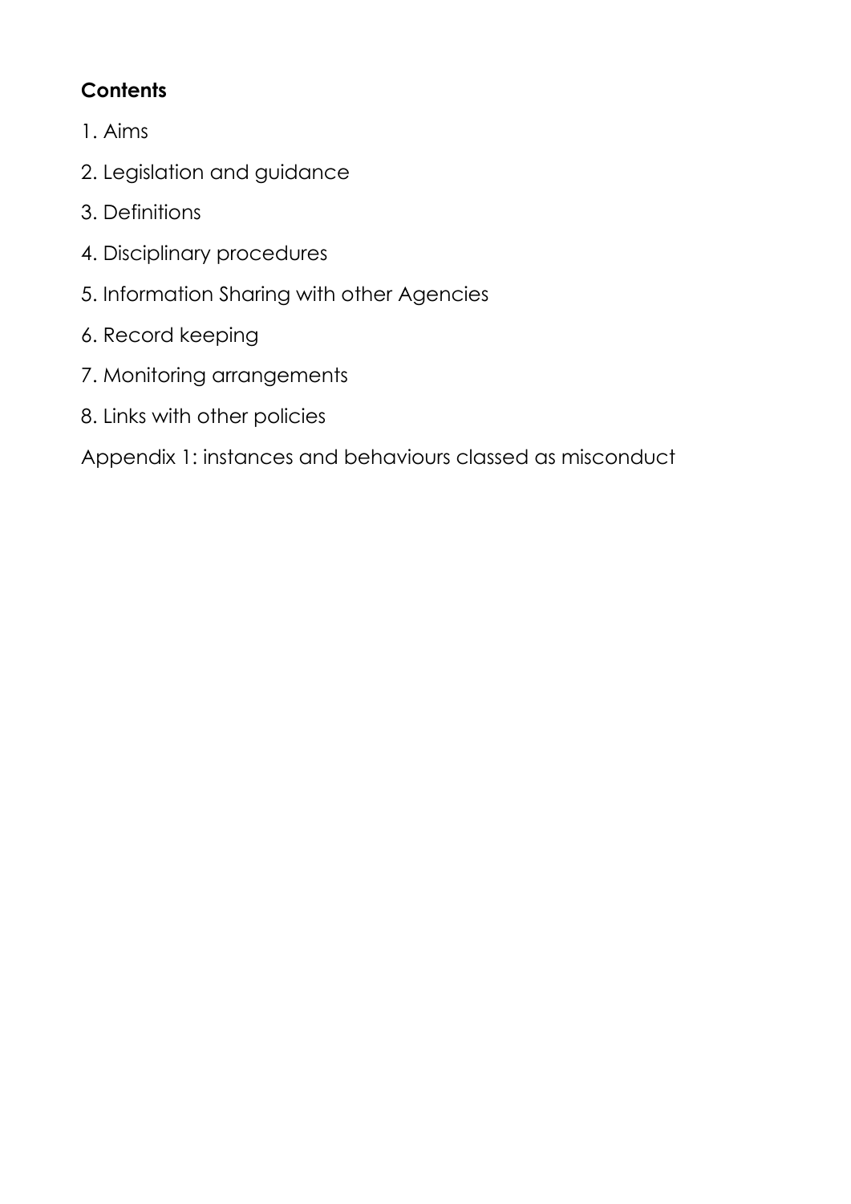**Contents**

1. Aims
2. Legislation and guidance
3. Definitions
4. Disciplinary procedures
5. Information Sharing with other Agencies
6. Record keeping
7. Monitoring arrangements
8. Links with other policies

Appendix 1: instances and behaviours classed as misconduct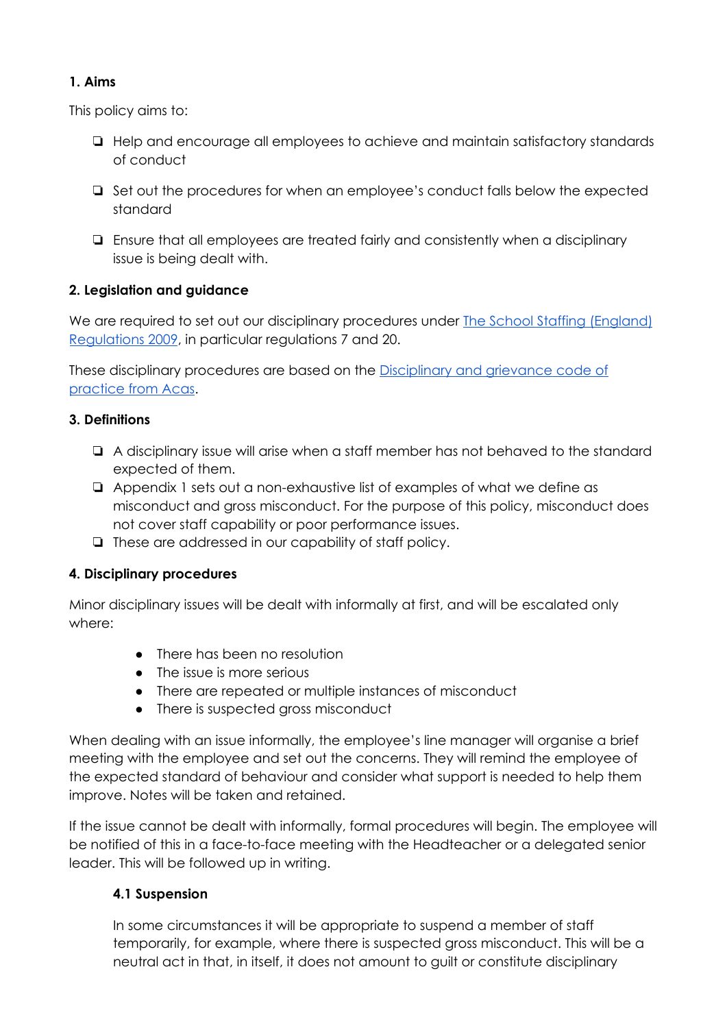**1. Aims**

This policy aims to:

- Help and encourage all employees to achieve and maintain satisfactory standards of conduct
- Set out the procedures for when an employee's conduct falls below the expected standard
- Ensure that all employees are treated fairly and consistently when a disciplinary issue is being dealt with.

**2. Legislation and guidance**

We are required to set out our disciplinary procedures under [The School Staffing (England) Regulations 2009](), in particular regulations 7 and 20.

These disciplinary procedures are based on the [Disciplinary and grievance code of practice from Acas]().

**3. Definitions**

- A disciplinary issue will arise when a staff member has not behaved to the standard expected of them.
- Appendix 1 sets out a non-exhaustive list of examples of what we define as misconduct and gross misconduct. For the purpose of this policy, misconduct does not cover staff capability or poor performance issues.
- These are addressed in our capability of staff policy.

**4. Disciplinary procedures**

Minor disciplinary issues will be dealt with informally at first, and will be escalated only where:

- There has been no resolution
- The issue is more serious
- There are repeated or multiple instances of misconduct
- There is suspected gross misconduct

When dealing with an issue informally, the employee's line manager will organise a brief meeting with the employee and set out the concerns. They will remind the employee of the expected standard of behaviour and consider what support is needed to help them improve. Notes will be taken and retained.

If the issue cannot be dealt with informally, formal procedures will begin. The employee will be notified of this in a face-to-face meeting with the Headteacher or a delegated senior leader. This will be followed up in writing.

**4.1 Suspension**

In some circumstances it will be appropriate to suspend a member of staff temporarily, for example, where there is suspected gross misconduct. This will be a neutral act in that, in itself, it does not amount to guilt or constitute disciplinary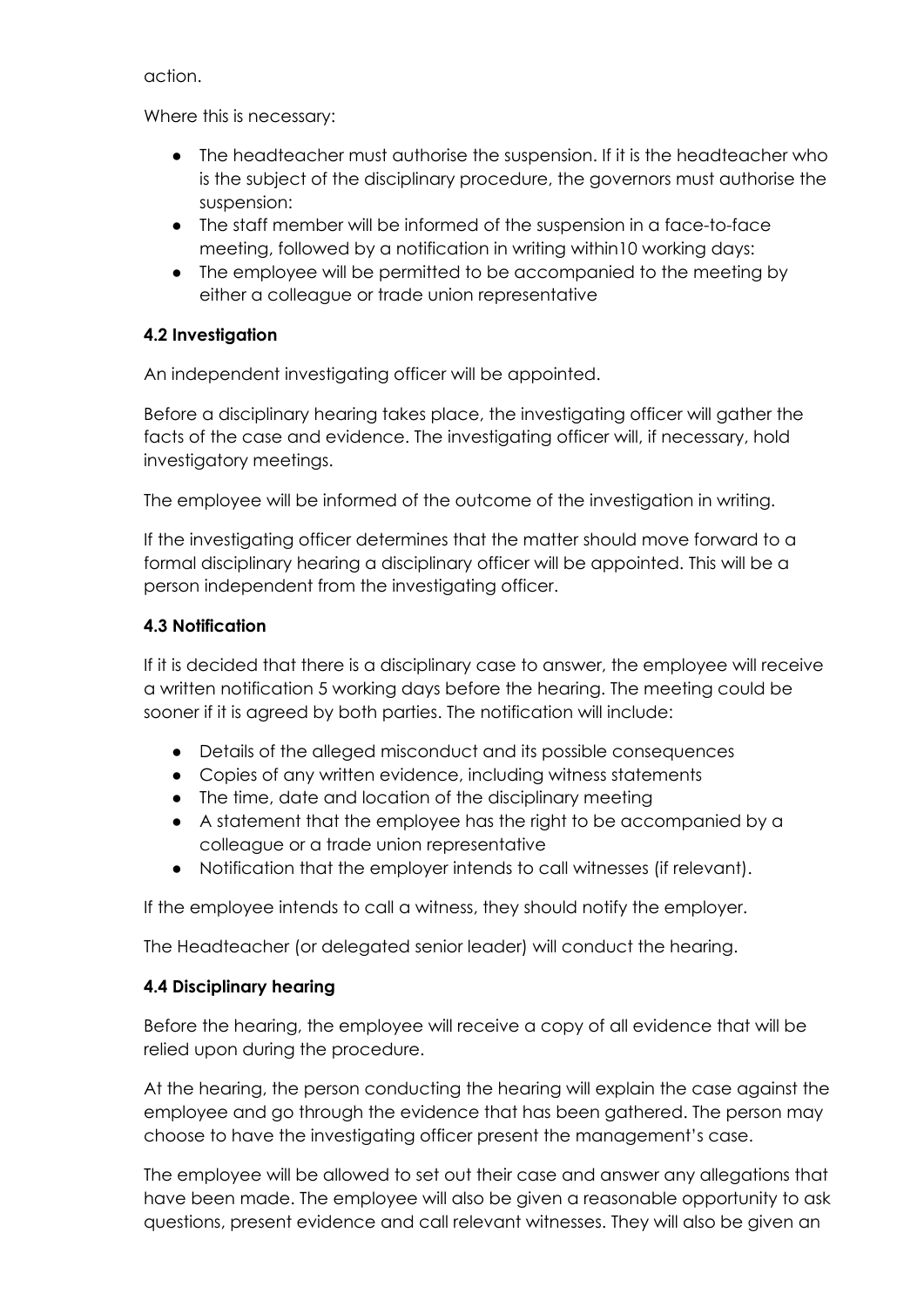action.

Where this is necessary:

- The headteacher must authorise the suspension. If it is the headteacher who is the subject of the disciplinary procedure, the governors must authorise the suspension:
- The staff member will be informed of the suspension in a face-to-face meeting, followed by a notification in writing within10 working days:
- The employee will be permitted to be accompanied to the meeting by either a colleague or trade union representative

### 4.2 Investigation

An independent investigating officer will be appointed.

Before a disciplinary hearing takes place, the investigating officer will gather the facts of the case and evidence. The investigating officer will, if necessary, hold investigatory meetings.

The employee will be informed of the outcome of the investigation in writing.

If the investigating officer determines that the matter should move forward to a formal disciplinary hearing a disciplinary officer will be appointed. This will be a person independent from the investigating officer.

### 4.3 Notification

If it is decided that there is a disciplinary case to answer, the employee will receive a written notification 5 working days before the hearing. The meeting could be sooner if it is agreed by both parties. The notification will include:

- Details of the alleged misconduct and its possible consequences
- Copies of any written evidence, including witness statements
- The time, date and location of the disciplinary meeting
- A statement that the employee has the right to be accompanied by a colleague or a trade union representative
- Notification that the employer intends to call witnesses (if relevant).

If the employee intends to call a witness, they should notify the employer.

The Headteacher (or delegated senior leader) will conduct the hearing.

### 4.4 Disciplinary hearing

Before the hearing, the employee will receive a copy of all evidence that will be relied upon during the procedure.

At the hearing, the person conducting the hearing will explain the case against the employee and go through the evidence that has been gathered. The person may choose to have the investigating officer present the management's case.

The employee will be allowed to set out their case and answer any allegations that have been made. The employee will also be given a reasonable opportunity to ask questions, present evidence and call relevant witnesses. They will also be given an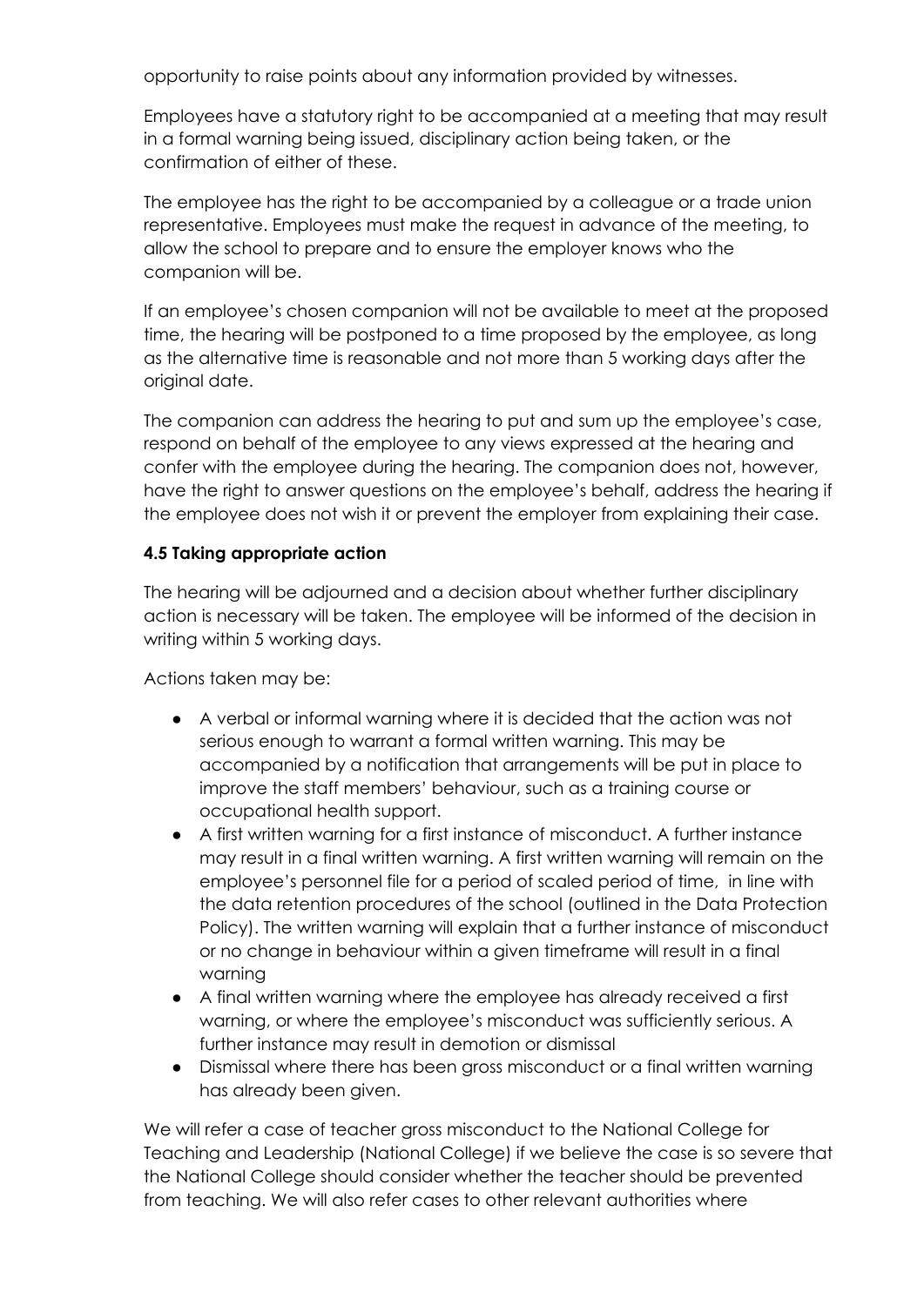opportunity to raise points about any information provided by witnesses.

Employees have a statutory right to be accompanied at a meeting that may result in a formal warning being issued, disciplinary action being taken, or the confirmation of either of these.

The employee has the right to be accompanied by a colleague or a trade union representative. Employees must make the request in advance of the meeting, to allow the school to prepare and to ensure the employer knows who the companion will be.

If an employee's chosen companion will not be available to meet at the proposed time, the hearing will be postponed to a time proposed by the employee, as long as the alternative time is reasonable and not more than 5 working days after the original date.

The companion can address the hearing to put and sum up the employee's case, respond on behalf of the employee to any views expressed at the hearing and confer with the employee during the hearing. The companion does not, however, have the right to answer questions on the employee's behalf, address the hearing if the employee does not wish it or prevent the employer from explaining their case.

### 4.5 Taking appropriate action

The hearing will be adjourned and a decision about whether further disciplinary action is necessary will be taken. The employee will be informed of the decision in writing within 5 working days.

Actions taken may be:

- A verbal or informal warning where it is decided that the action was not serious enough to warrant a formal written warning. This may be accompanied by a notification that arrangements will be put in place to improve the staff members' behaviour, such as a training course or occupational health support.
- A first written warning for a first instance of misconduct. A further instance may result in a final written warning. A first written warning will remain on the employee's personnel file for a period of scaled period of time, in line with the data retention procedures of the school (outlined in the Data Protection Policy). The written warning will explain that a further instance of misconduct or no change in behaviour within a given timeframe will result in a final warning
- A final written warning where the employee has already received a first warning, or where the employee's misconduct was sufficiently serious. A further instance may result in demotion or dismissal
- Dismissal where there has been gross misconduct or a final written warning has already been given.

We will refer a case of teacher gross misconduct to the National College for Teaching and Leadership (National College) if we believe the case is so severe that the National College should consider whether the teacher should be prevented from teaching. We will also refer cases to other relevant authorities where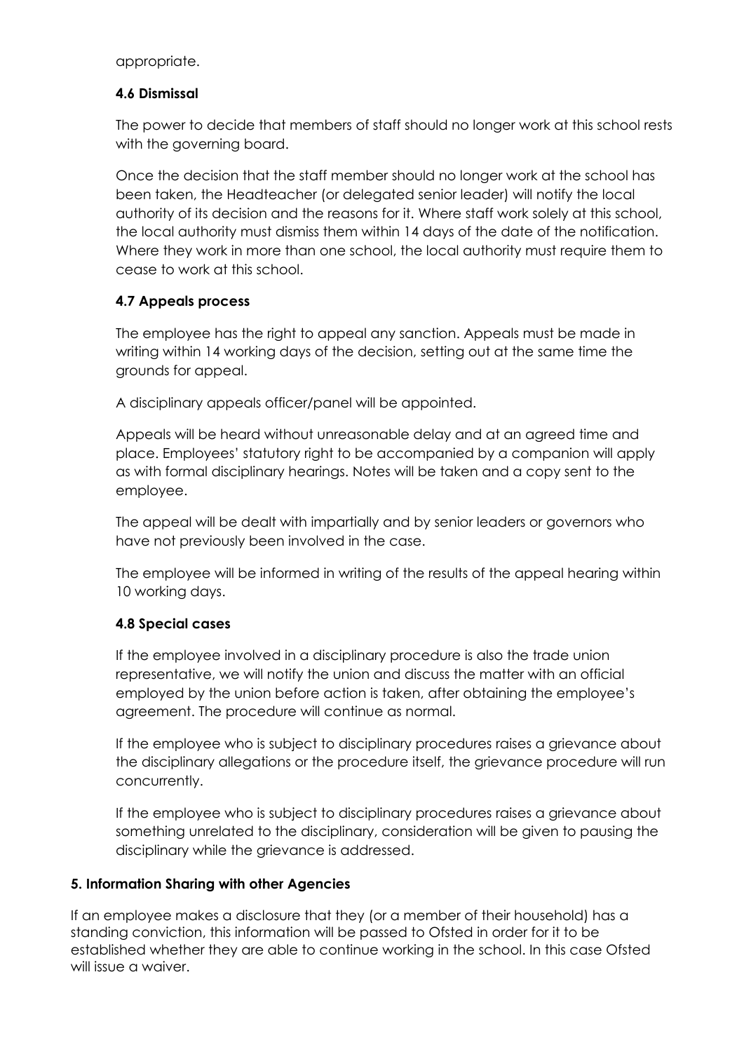appropriate.

### 4.6 Dismissal

The power to decide that members of staff should no longer work at this school rests with the governing board.

Once the decision that the staff member should no longer work at the school has been taken, the Headteacher (or delegated senior leader) will notify the local authority of its decision and the reasons for it. Where staff work solely at this school, the local authority must dismiss them within 14 days of the date of the notification. Where they work in more than one school, the local authority must require them to cease to work at this school.

### 4.7 Appeals process

The employee has the right to appeal any sanction. Appeals must be made in writing within 14 working days of the decision, setting out at the same time the grounds for appeal.

A disciplinary appeals officer/panel will be appointed.

Appeals will be heard without unreasonable delay and at an agreed time and place. Employees' statutory right to be accompanied by a companion will apply as with formal disciplinary hearings. Notes will be taken and a copy sent to the employee.

The appeal will be dealt with impartially and by senior leaders or governors who have not previously been involved in the case.

The employee will be informed in writing of the results of the appeal hearing within 10 working days.

### 4.8 Special cases

If the employee involved in a disciplinary procedure is also the trade union representative, we will notify the union and discuss the matter with an official employed by the union before action is taken, after obtaining the employee's agreement. The procedure will continue as normal.

If the employee who is subject to disciplinary procedures raises a grievance about the disciplinary allegations or the procedure itself, the grievance procedure will run concurrently.

If the employee who is subject to disciplinary procedures raises a grievance about something unrelated to the disciplinary, consideration will be given to pausing the disciplinary while the grievance is addressed.

## 5. Information Sharing with other Agencies

If an employee makes a disclosure that they (or a member of their household) has a standing conviction, this information will be passed to Ofsted in order for it to be established whether they are able to continue working in the school. In this case Ofsted will issue a waiver.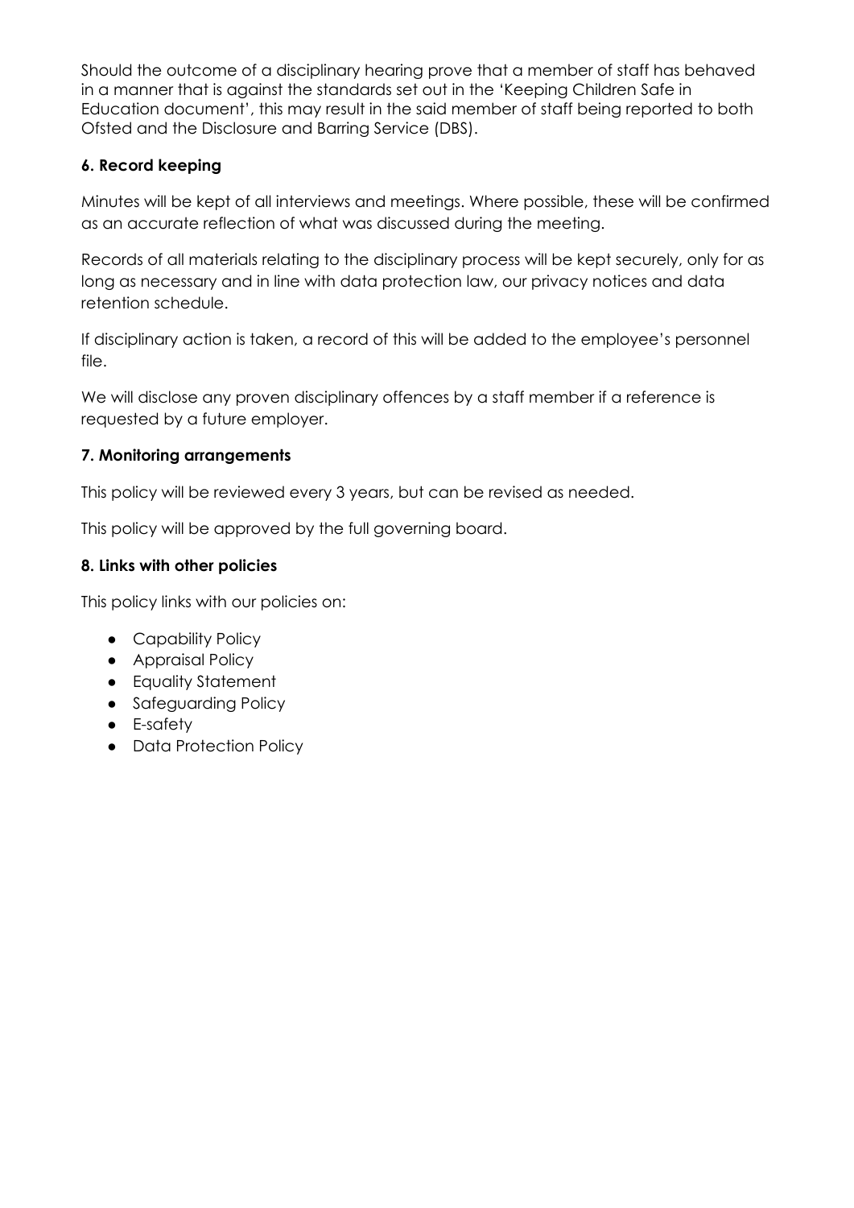Should the outcome of a disciplinary hearing prove that a member of staff has behaved in a manner that is against the standards set out in the 'Keeping Children Safe in Education document', this may result in the said member of staff being reported to both Ofsted and the Disclosure and Barring Service (DBS).

### 6. Record keeping

Minutes will be kept of all interviews and meetings. Where possible, these will be confirmed as an accurate reflection of what was discussed during the meeting.

Records of all materials relating to the disciplinary process will be kept securely, only for as long as necessary and in line with data protection law, our privacy notices and data retention schedule.

If disciplinary action is taken, a record of this will be added to the employee's personnel file.

We will disclose any proven disciplinary offences by a staff member if a reference is requested by a future employer.

### 7. Monitoring arrangements

This policy will be reviewed every 3 years, but can be revised as needed.

This policy will be approved by the full governing board.

### 8. Links with other policies

This policy links with our policies on:

- Capability Policy
- Appraisal Policy
- Equality Statement
- Safeguarding Policy
- E-safety
- Data Protection Policy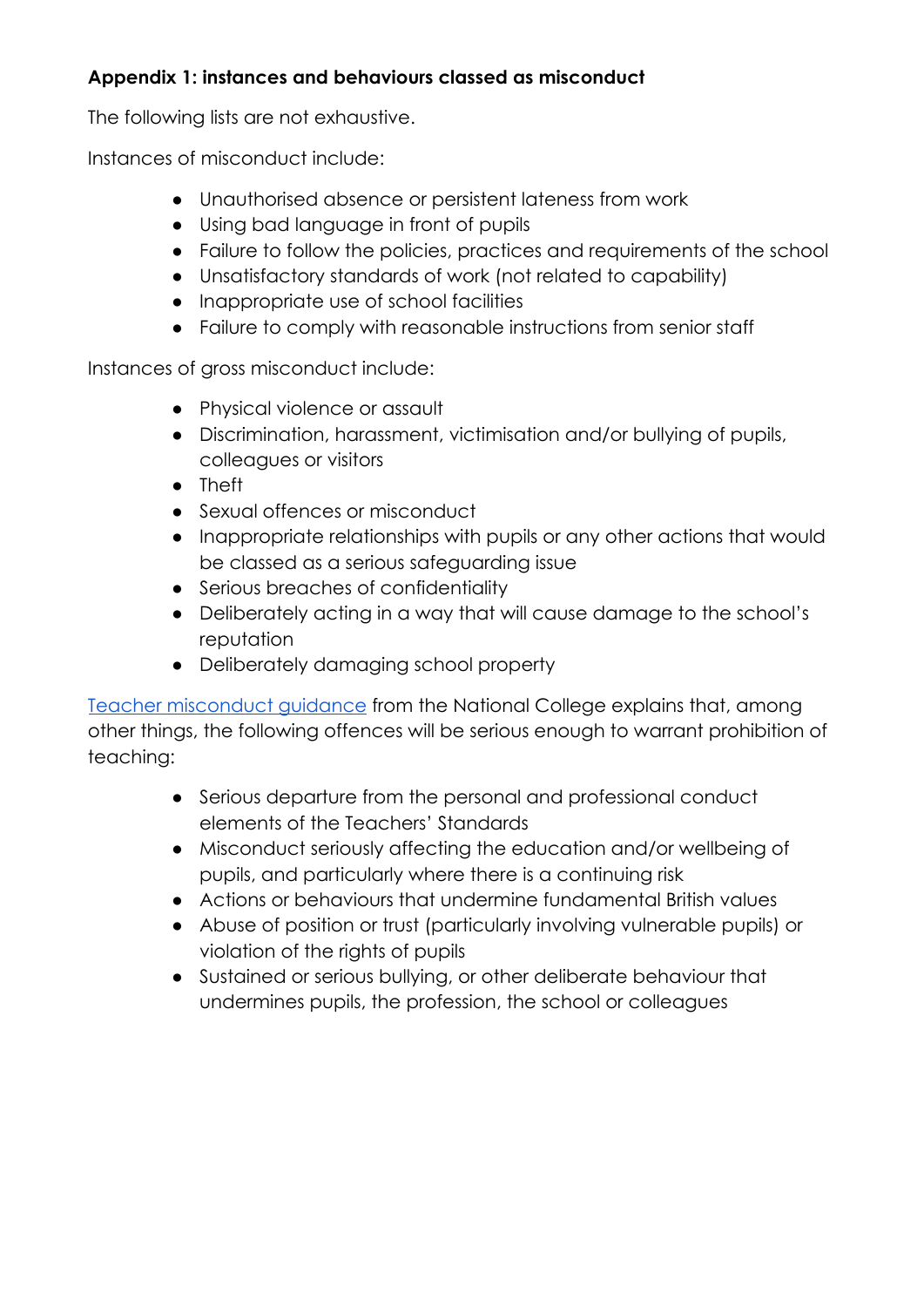**Appendix 1: instances and behaviours classed as misconduct**

The following lists are not exhaustive.

Instances of misconduct include:

- Unauthorised absence or persistent lateness from work
- Using bad language in front of pupils
- Failure to follow the policies, practices and requirements of the school
- Unsatisfactory standards of work (not related to capability)
- Inappropriate use of school facilities
- Failure to comply with reasonable instructions from senior staff

Instances of gross misconduct include:

- Physical violence or assault
- Discrimination, harassment, victimisation and/or bullying of pupils, colleagues or visitors
- Theft
- Sexual offences or misconduct
- Inappropriate relationships with pupils or any other actions that would be classed as a serious safeguarding issue
- Serious breaches of confidentiality
- Deliberately acting in a way that will cause damage to the school's reputation
- Deliberately damaging school property

Teacher misconduct guidance from the National College explains that, among other things, the following offences will be serious enough to warrant prohibition of teaching:

- Serious departure from the personal and professional conduct elements of the Teachers' Standards
- Misconduct seriously affecting the education and/or wellbeing of pupils, and particularly where there is a continuing risk
- Actions or behaviours that undermine fundamental British values
- Abuse of position or trust (particularly involving vulnerable pupils) or violation of the rights of pupils
- Sustained or serious bullying, or other deliberate behaviour that undermines pupils, the profession, the school or colleagues